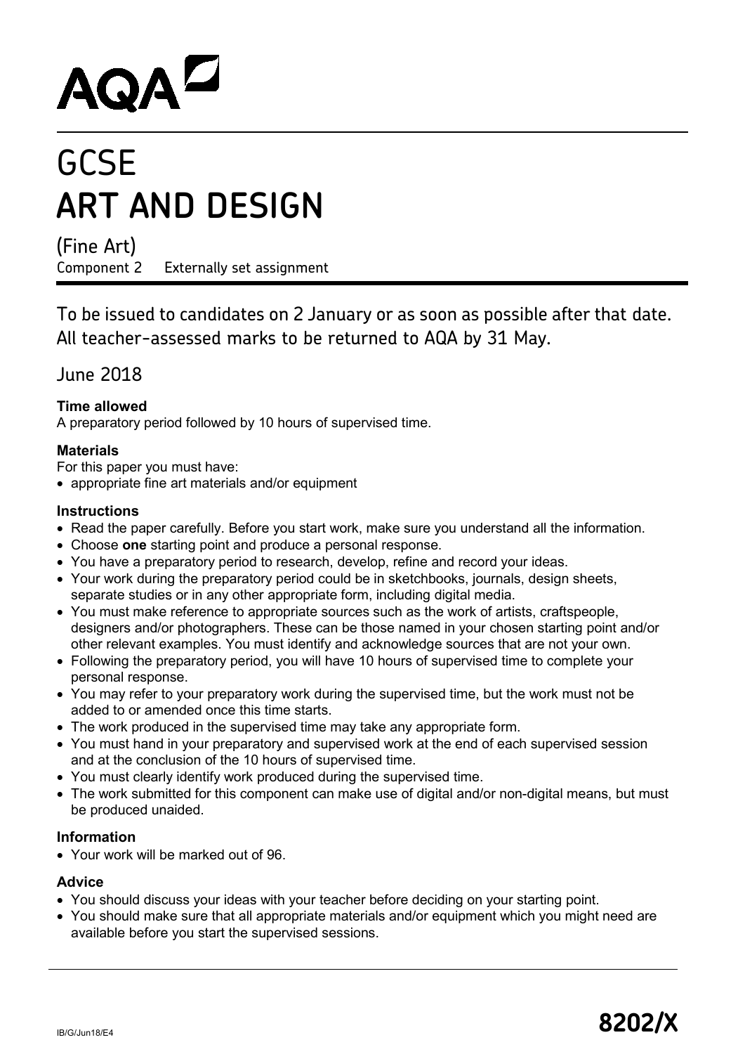# AQA

# GCSE
# ART AND DESIGN

(Fine Art)
Component 2 Externally set assignment

To be issued to candidates on 2 January or as soon as possible after that date.
All teacher-assessed marks to be returned to AQA by 31 May.

June 2018

**Time allowed**
A preparatory period followed by 10 hours of supervised time.

**Materials**
For this paper you must have:
- appropriate fine art materials and/or equipment

**Instructions**
- Read the paper carefully. Before you start work, make sure you understand all the information.
- Choose **one** starting point and produce a personal response.
- You have a preparatory period to research, develop, refine and record your ideas.
- Your work during the preparatory period could be in sketchbooks, journals, design sheets, separate studies or in any other appropriate form, including digital media.
- You must make reference to appropriate sources such as the work of artists, craftspeople, designers and/or photographers. These can be those named in your chosen starting point and/or other relevant examples. You must identify and acknowledge sources that are not your own.
- Following the preparatory period, you will have 10 hours of supervised time to complete your personal response.
- You may refer to your preparatory work during the supervised time, but the work must not be added to or amended once this time starts.
- The work produced in the supervised time may take any appropriate form.
- You must hand in your preparatory and supervised work at the end of each supervised session and at the conclusion of the 10 hours of supervised time.
- You must clearly identify work produced during the supervised time.
- The work submitted for this component can make use of digital and/or non-digital means, but must be produced unaided.

**Information**
- Your work will be marked out of 96.

**Advice**
- You should discuss your ideas with your teacher before deciding on your starting point.
- You should make sure that all appropriate materials and/or equipment which you might need are available before you start the supervised sessions.

IB/G/Jun18/E4

**8202/X**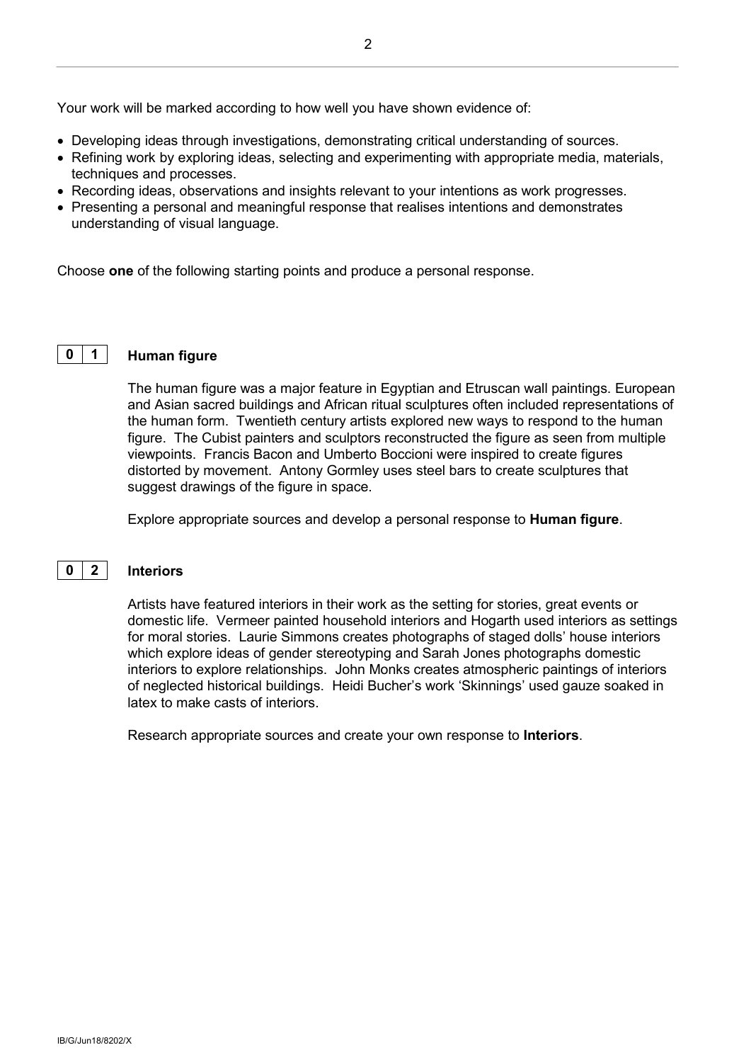Your work will be marked according to how well you have shown evidence of:

- Developing ideas through investigations, demonstrating critical understanding of sources.
- Refining work by exploring ideas, selecting and experimenting with appropriate media, materials, techniques and processes.
- Recording ideas, observations and insights relevant to your intentions as work progresses.
- Presenting a personal and meaningful response that realises intentions and demonstrates understanding of visual language.

Choose **one** of the following starting points and produce a personal response.

## 0 1 Human figure

The human figure was a major feature in Egyptian and Etruscan wall paintings. European and Asian sacred buildings and African ritual sculptures often included representations of the human form. Twentieth century artists explored new ways to respond to the human figure. The Cubist painters and sculptors reconstructed the figure as seen from multiple viewpoints. Francis Bacon and Umberto Boccioni were inspired to create figures distorted by movement. Antony Gormley uses steel bars to create sculptures that suggest drawings of the figure in space.

Explore appropriate sources and develop a personal response to **Human figure**.

## 0 2 Interiors

Artists have featured interiors in their work as the setting for stories, great events or domestic life. Vermeer painted household interiors and Hogarth used interiors as settings for moral stories. Laurie Simmons creates photographs of staged dolls' house interiors which explore ideas of gender stereotyping and Sarah Jones photographs domestic interiors to explore relationships. John Monks creates atmospheric paintings of interiors of neglected historical buildings. Heidi Bucher's work 'Skinnings' used gauze soaked in latex to make casts of interiors.

Research appropriate sources and create your own response to **Interiors**.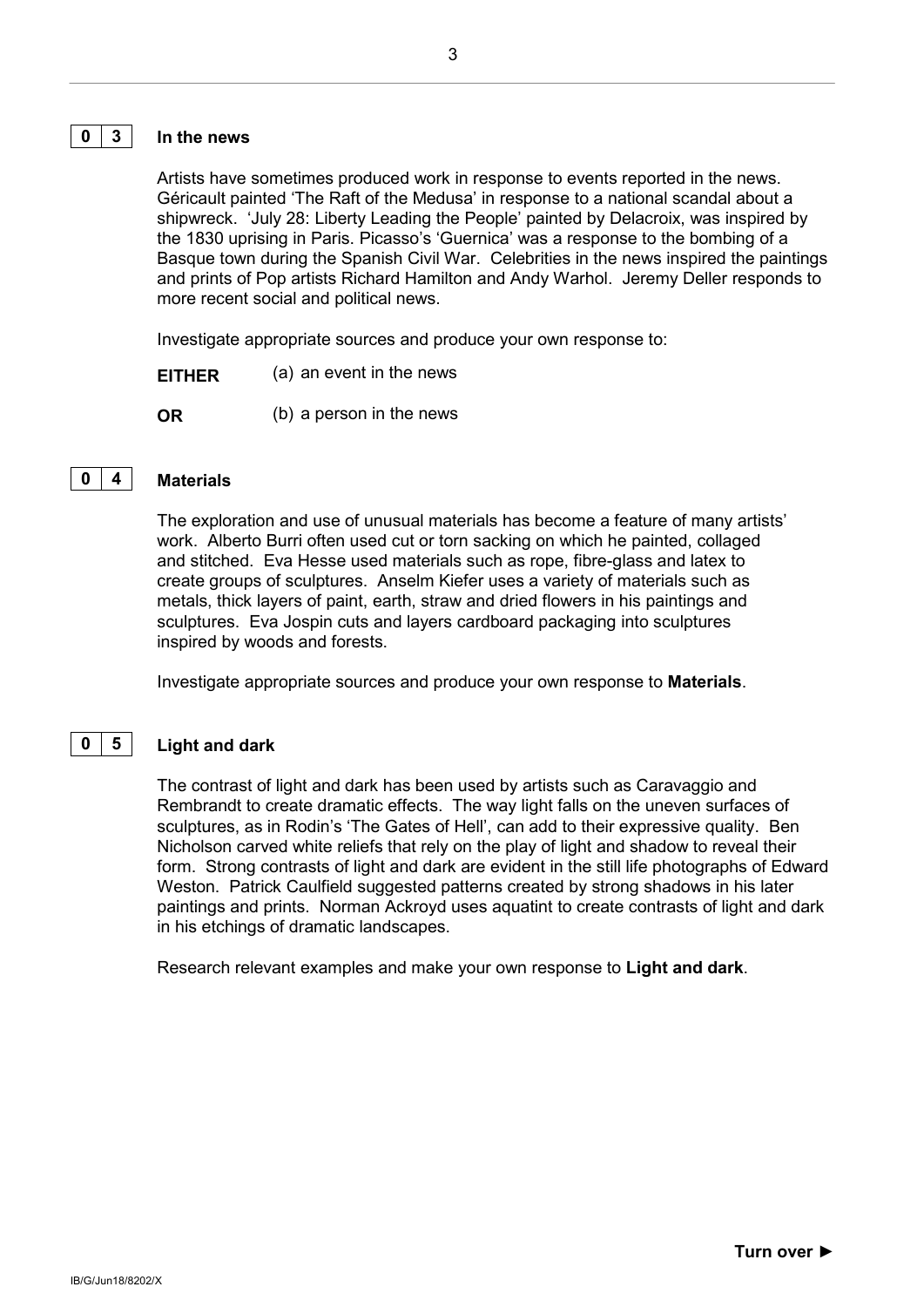## 0 3 In the news

Artists have sometimes produced work in response to events reported in the news. Géricault painted 'The Raft of the Medusa' in response to a national scandal about a shipwreck. 'July 28: Liberty Leading the People' painted by Delacroix, was inspired by the 1830 uprising in Paris. Picasso's 'Guernica' was a response to the bombing of a Basque town during the Spanish Civil War. Celebrities in the news inspired the paintings and prints of Pop artists Richard Hamilton and Andy Warhol. Jeremy Deller responds to more recent social and political news.

Investigate appropriate sources and produce your own response to:

**EITHER** (a) an event in the news

**OR** (b) a person in the news

## 0 4 Materials

The exploration and use of unusual materials has become a feature of many artists' work. Alberto Burri often used cut or torn sacking on which he painted, collaged and stitched. Eva Hesse used materials such as rope, fibre-glass and latex to create groups of sculptures. Anselm Kiefer uses a variety of materials such as metals, thick layers of paint, earth, straw and dried flowers in his paintings and sculptures. Eva Jospin cuts and layers cardboard packaging into sculptures inspired by woods and forests.

Investigate appropriate sources and produce your own response to **Materials**.

## 0 5 Light and dark

The contrast of light and dark has been used by artists such as Caravaggio and Rembrandt to create dramatic effects. The way light falls on the uneven surfaces of sculptures, as in Rodin's 'The Gates of Hell', can add to their expressive quality. Ben Nicholson carved white reliefs that rely on the play of light and shadow to reveal their form. Strong contrasts of light and dark are evident in the still life photographs of Edward Weston. Patrick Caulfield suggested patterns created by strong shadows in his later paintings and prints. Norman Ackroyd uses aquatint to create contrasts of light and dark in his etchings of dramatic landscapes.

Research relevant examples and make your own response to **Light and dark**.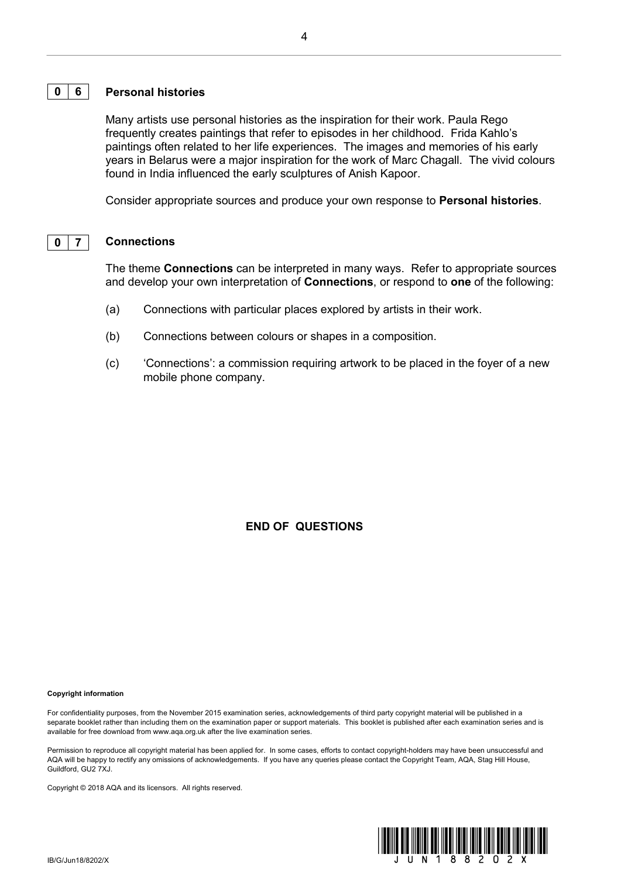## 0 6 Personal histories

Many artists use personal histories as the inspiration for their work. Paula Rego frequently creates paintings that refer to episodes in her childhood. Frida Kahlo's paintings often related to her life experiences. The images and memories of his early years in Belarus were a major inspiration for the work of Marc Chagall. The vivid colours found in India influenced the early sculptures of Anish Kapoor.

Consider appropriate sources and produce your own response to **Personal histories**.

## 0 7 Connections

The theme **Connections** can be interpreted in many ways. Refer to appropriate sources and develop your own interpretation of **Connections**, or respond to **one** of the following:

(a) Connections with particular places explored by artists in their work.

(b) Connections between colours or shapes in a composition.

(c) 'Connections': a commission requiring artwork to be placed in the foyer of a new mobile phone company.

**END OF QUESTIONS**

**Copyright information**

For confidentiality purposes, from the November 2015 examination series, acknowledgements of third party copyright material will be published in a separate booklet rather than including them on the examination paper or support materials. This booklet is published after each examination series and is available for free download from www.aqa.org.uk after the live examination series.

Permission to reproduce all copyright material has been applied for. In some cases, efforts to contact copyright-holders may have been unsuccessful and AQA will be happy to rectify any omissions of acknowledgements. If you have any queries please contact the Copyright Team, AQA, Stag Hill House, Guildford, GU2 7XJ.

Copyright © 2018 AQA and its licensors. All rights reserved.

IB/G/Jun18/8202/X